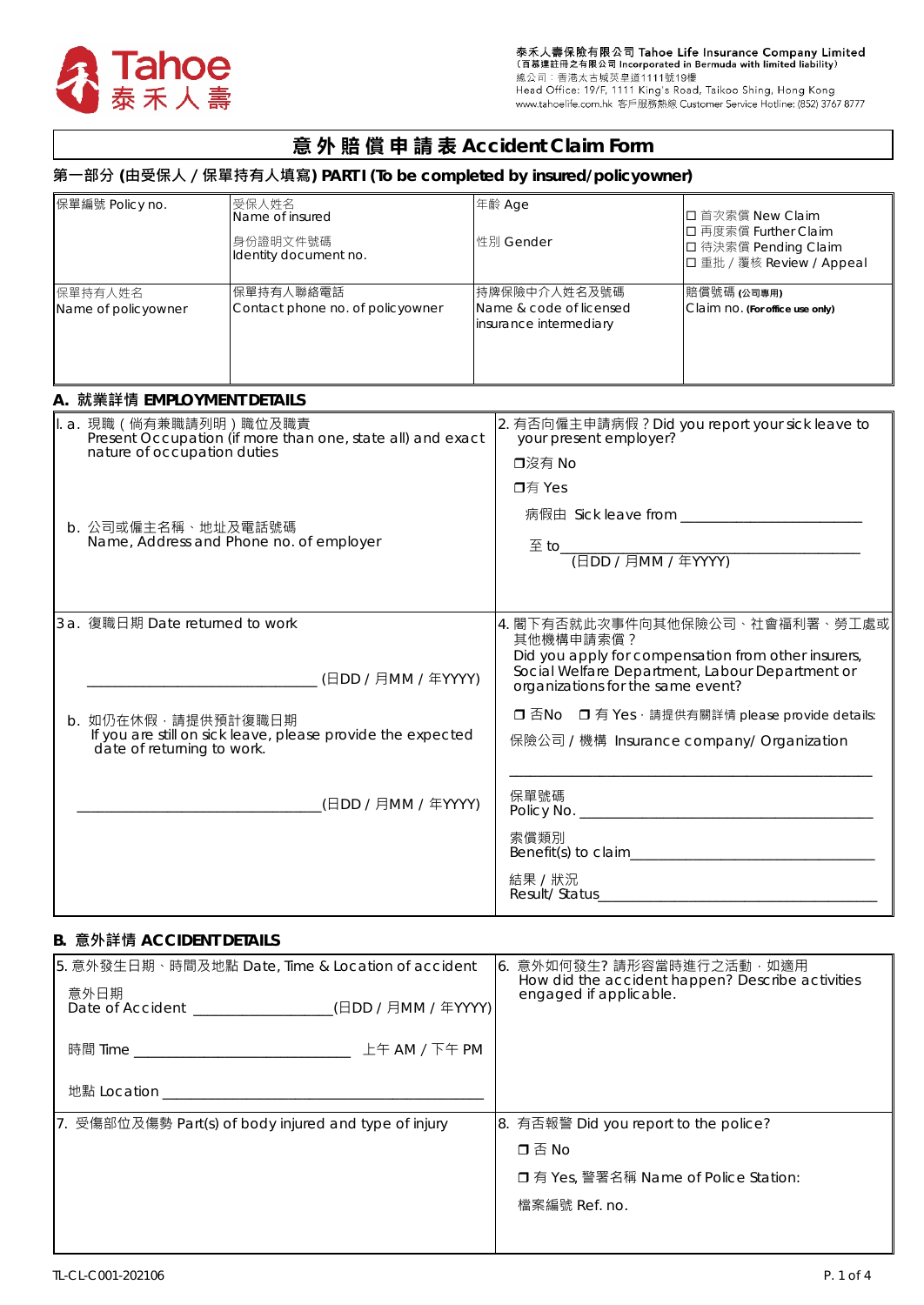泰禾人壽保險有限公司 Tahoe Life Insurance Company Limited
(百慕達註冊之有限公司 Incorporated in Bermuda with limited liability)
總公司：香港太古城英皇道1111號19樓
Head Office: 19/F, 1111 King's Road, Taikoo Shing, Hong Kong
www.tahoelife.com.hk 客戶服務熱線 Customer Service Hotline: (852) 3767 8777

# 意外賠償申請表 Accident Claim Form

## 第一部分 (由受保人 / 保單持有人填寫) PART I (To be completed by insured/policyowner)

| 保單編號 Policy no. | 受保人姓名 Name of insured<br><br>身份證明文件號碼 Identity document no. | 年齡 Age<br><br>性別 Gender | ☐ 首次索償 New Claim<br>☐ 再度索償 Further Claim<br>☐ 待決索償 Pending Claim<br>☐ 重批 / 覆核 Review / Appeal |
|---|---|---|---|
| 保單持有人姓名 Name of policyowner | 保單持有人聯絡電話 Contact phone no. of policyowner | 持牌保險中介人姓名及號碼 Name & code of licensed insurance intermediary | 賠償號碼 (公司專用) Claim no. (For office use only) |

### A. 就業詳情 EMPLOYMENT DETAILS

| | |
|---|---|
| 1. a. 現職（倘有兼職請列明）職位及職責<br>Present Occupation (if more than one, state all) and exact nature of occupation duties<br><br>b. 公司或僱主名稱、地址及電話號碼<br>Name, Address and Phone no. of employer | 2. 有否向僱主申請病假？Did you report your sick leave to your present employer?<br>❒沒有 No<br>❒有 Yes<br>病假由 Sick leave from ______________________<br>至 to ______________________<br>(日DD / 月MM / 年YYYY) |
| 3 a. 復職日期 Date returned to work<br>______________________ (日DD / 月MM / 年YYYY)<br><br>b. 如仍在休假，請提供預計復職日期<br>If you are still on sick leave, please provide the expected date of returning to work.<br>______________________ (日DD / 月MM / 年YYYY) | 4. 閣下有否就此次事件向其他保險公司、社會福利署、勞工處或其他機構申請索償？<br>Did you apply for compensation from other insurers, Social Welfare Department, Labour Department or organizations for the same event?<br>❒ 否No ❒ 有 Yes，請提供有關詳情 please provide details:<br>保險公司 / 機構 Insurance company/ Organization<br>______________________<br>保單號碼 Policy No. ______________________<br>索償類別 Benefit(s) to claim______________________<br>結果 / 狀況 Result/ Status______________________ |

### B. 意外詳情 ACCIDENT DETAILS

| | |
|---|---|
| 5. 意外發生日期、時間及地點 Date, Time & Location of accident<br>意外日期 Date of Accident ______________(日DD / 月MM / 年YYYY)<br>時間 Time ______________ 上午 AM / 下午 PM<br>地點 Location ______________________ | 6. 意外如何發生? 請形容當時進行之活動，如適用<br>How did the accident happen? Describe activities engaged if applicable. |
| 7. 受傷部位及傷勢 Part(s) of body injured and type of injury | 8. 有否報警 Did you report to the police?<br>❒ 否 No<br>❒ 有 Yes, 警署名稱 Name of Police Station:<br>檔案編號 Ref. no. |

TL-CL-C001-202106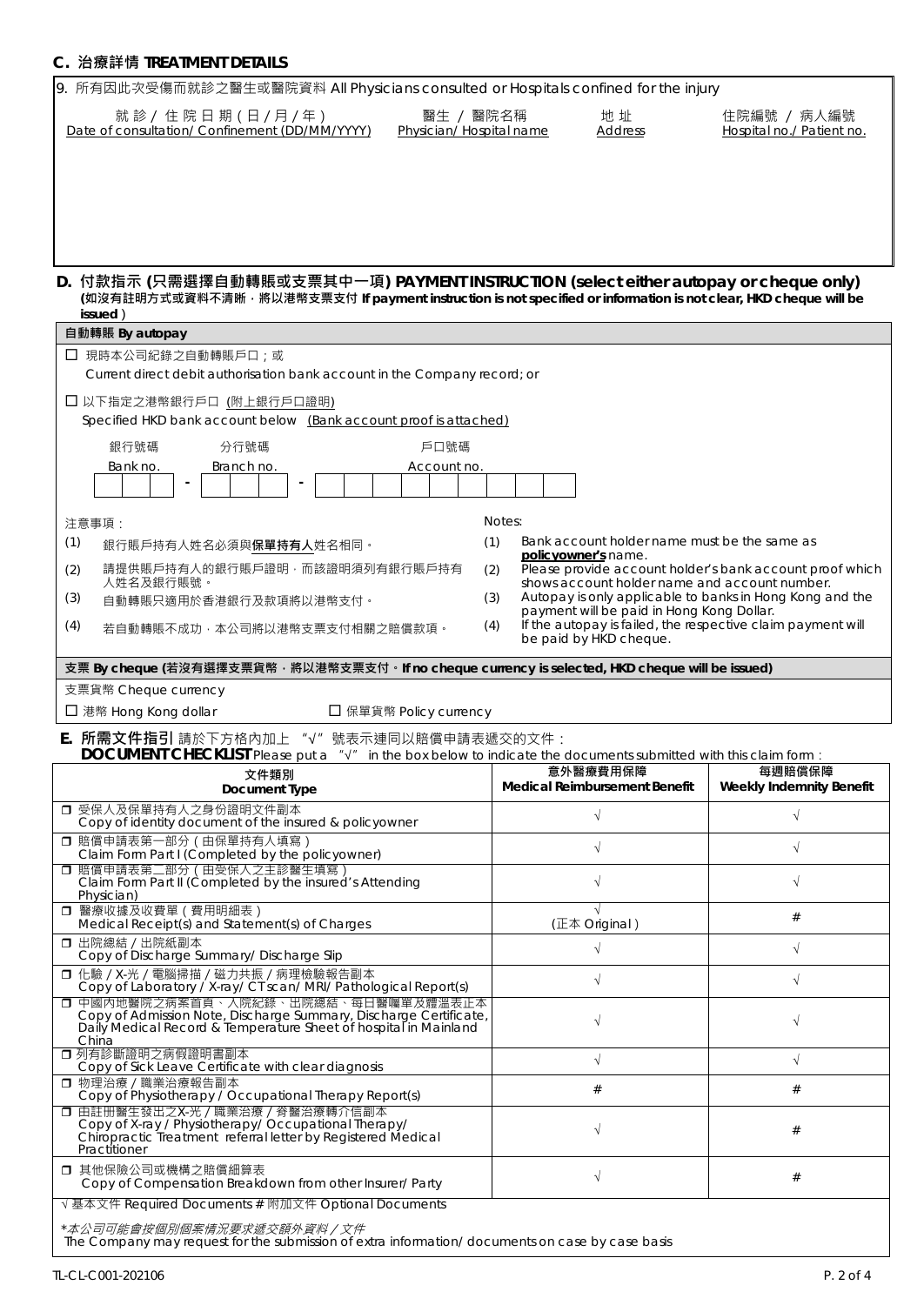## C. 治療詳情 TREATMENT DETAILS

9. 所有因此次受傷而就診之醫生或醫院資料 All Physicians consulted or Hospitals confined for the injury

| 就 診 / 住 院 日 期 ( 日 / 月 / 年 ) Date of consultation/ Confinement (DD/MM/YYYY) | 醫生 / 醫院名稱 Physician/ Hospital name | 地 址 Address | 住院編號 / 病人編號 Hospital no./ Patient no. |
|---|---|---|---|
| | | | |

## D. 付款指示 (只需選擇自動轉賬或支票其中一項) PAYMENT INSTRUCTION (select either autopay or cheque only)

**(如沒有註明付款方式或資料不清晰，將以港幣支票支付 If payment instruction is not specified or information is not clear, HKD cheque will be issued)**

**自動轉賬 By autopay**

☐ 現時本公司紀錄之自動轉賬戶口；或
Current direct debit authorisation bank account in the Company record; or

☐ 以下指定之港幣銀行戶口 (附上銀行戶口證明)
Specified HKD bank account below (Bank account proof is attached)

| 銀行號碼 Bank no. | | 分行號碼 Branch no. | | 戶口號碼 Account no. |
|---|---|---|---|---|
| | - | | - | |

注意事項：
(1) 銀行賬戶持有人姓名必須與**保單持有人**姓名相同。
(2) 請提供賬戶持有人的銀行賬戶證明，而該證明須列有銀行賬戶持有人姓名及銀行賬號。
(3) 自動轉賬只適用於香港銀行及款項將以港幣支付。
(4) 若自動轉賬不成功，本公司將以港幣支票支付相關之賠償款項。

Notes:
(1) Bank account holder name must be the same as **policyowner's** name.
(2) Please provide account holder's bank account proof which shows account holder name and account number.
(3) Autopay is only applicable to banks in Hong Kong and the payment will be paid in Hong Kong Dollar.
(4) If the autopay is failed, the respective claim payment will be paid by HKD cheque.

**支票 By cheque (若沒有選擇支票貨幣，將以港幣支票支付。If no cheque currency is selected, HKD cheque will be issued)**

支票貨幣 Cheque currency

☐ 港幣 Hong Kong dollar ☐ 保單貨幣 Policy currency

## E. 所需文件指引 DOCUMENT CHECKLIST

請於下方格內加上 "√" 號表示連同以賠償申請表遞交的文件：
Please put a "√" in the box below to indicate the documents submitted with this claim form :

| 文件類別 Document Type | 意外醫療費用保障 Medical Reimbursement Benefit | 每週賠償保障 Weekly Indemnity Benefit |
|---|---|---|
| ☐ 受保人及保單持有人之身份證明文件副本 Copy of identity document of the insured & policyowner | √ | √ |
| ☐ 賠償申請表第一部分 (由保單持有人填寫) Claim Form Part I (Completed by the policyowner) | √ | √ |
| ☐ 賠償申請表第二部分 (由受保人之主診醫生填寫) Claim Form Part II (Completed by the insured's Attending Physician) | √ | √ |
| ☐ 醫療收據及收費單 (費用明細表) Medical Receipt(s) and Statement(s) of Charges | √ (正本 Original) | # |
| ☐ 出院總結 / 出院紙副本 Copy of Discharge Summary/ Discharge Slip | √ | √ |
| ☐ 化驗 / X-光 / 電腦掃描 / 磁力共振 / 病理檢驗報告副本 Copy of Laboratory / X-ray/ CT scan/ MRI/ Pathological Report(s) | √ | √ |
| ☐ 中國內地醫院之病案首頁、入院紀錄、出院總結、每日醫囑單及體溫表正本 Copy of Admission Note, Discharge Summary, Discharge Certificate, Daily Medical Record & Temperature Sheet of hospital in Mainland China | √ | √ |
| ☐ 列有診斷證明之病假證明書副本 Copy of Sick Leave Certificate with clear diagnosis | √ | √ |
| ☐ 物理治療 / 職業治療報告副本 Copy of Physiotherapy / Occupational Therapy Report(s) | # | # |
| ☐ 由註冊醫生發出之X-光 / 職業治療 / 脊醫治療轉介信副本 Copy of X-ray / Physiotherapy/ Occupational Therapy/ Chiropractic Treatment referral letter by Registered Medical Practitioner | √ | # |
| ☐ 其他保險公司或機構之賠償細算表 Copy of Compensation Breakdown from other Insurer/ Party | √ | # |

√ 基本文件 Required Documents # 附加文件 Optional Documents

*本公司可能會按個別個案情況要求遞交額外資料 / 文件*
The Company may request for the submission of extra information/ documents on case by case basis

TL-CL-C001-202106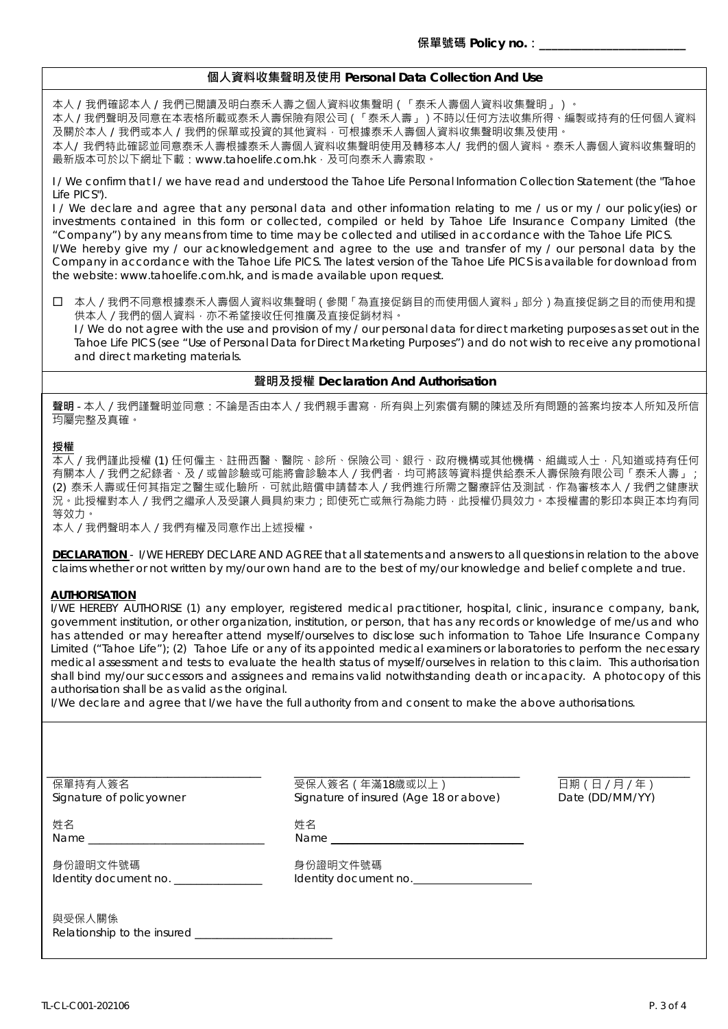保單號碼 **Policy no.**：\_\_\_\_\_\_\_\_\_\_\_\_\_\_\_\_\_\_\_\_\_\_

## 個人資料收集聲明及使用 Personal Data Collection And Use

本人 / 我們確認本人 / 我們已閱讀及明白泰禾人壽之個人資料收集聲明（「泰禾人壽個人資料收集聲明」）。
本人 / 我們聲明及同意在本表格所載或泰禾人壽保險有限公司（「泰禾人壽」）不時以任何方法收集所得、編製或持有的任何個人資料及關於本人 / 我們或本人 / 我們的保單或投資的其他資料，可根據泰禾人壽個人資料收集聲明收集及使用。
本人/ 我們特此確認並同意泰禾人壽根據泰禾人壽個人資料收集聲明使用及轉移本人/ 我們的個人資料。泰禾人壽個人資料收集聲明的最新版本可於以下網址下載：www.tahoelife.com.hk，及可向泰禾人壽索取。

I / We confirm that I / we have read and understood the Tahoe Life Personal Information Collection Statement (the "Tahoe Life PICS").
I / We declare and agree that any personal data and other information relating to me / us or my / our policy(ies) or investments contained in this form or collected, compiled or held by Tahoe Life Insurance Company Limited (the "Company") by any means from time to time may be collected and utilised in accordance with the Tahoe Life PICS.
I/We hereby give my / our acknowledgement and agree to the use and transfer of my / our personal data by the Company in accordance with the Tahoe Life PICS. The latest version of the Tahoe Life PICS is available for download from the website: www.tahoelife.com.hk, and is made available upon request.

☐ 本人 / 我們不同意根據泰禾人壽個人資料收集聲明（參閱「為直接促銷目的而使用個人資料」部分）為直接促銷之目的而使用和提供本人 / 我們的個人資料，亦不希望接收任何推廣及直接促銷材料。
I / We do not agree with the use and provision of my / our personal data for direct marketing purposes as set out in the Tahoe Life PICS (see "Use of Personal Data for Direct Marketing Purposes") and do not wish to receive any promotional and direct marketing materials.

## 聲明及授權 Declaration And Authorisation

**聲明** - 本人 / 我們謹聲明並同意：不論是否由本人 / 我們親手書寫，所有與上列索償有關的陳述及所有問題的答案均按本人所知及所信均屬完整及真確。

**授權**
本人 / 我們謹此授權 (1) 任何僱主、註冊西醫、醫院、診所、保險公司、銀行、政府機構或其他機構、組織或人士，凡知道或持有任何有關本人 / 我們之紀錄者、及 / 或曾診驗或可能將會診驗本人 / 我們者，均可將該等資料提供給泰禾人壽保險有限公司「泰禾人壽」；(2) 泰禾人壽或任何其指定之醫生或化驗所，可就此賠償申請替本人 / 我們進行所需之醫療評估及測試，作為審核本人 / 我們之健康狀況。此授權對本人 / 我們之繼承人及受讓人員具約束力；即使死亡或無行為能力時，此授權仍具效力。本授權書的影印本與正本均有同等效力。
本人 / 我們聲明本人 / 我們有權及同意作出上述授權。

**DECLARATION** - I/WE HEREBY DECLARE AND AGREE that all statements and answers to all questions in relation to the above claims whether or not written by my/our own hand are to the best of my/our knowledge and belief complete and true.

**AUTHORISATION**
I/WE HEREBY AUTHORISE (1) any employer, registered medical practitioner, hospital, clinic, insurance company, bank, government institution, or other organization, institution, or person, that has any records or knowledge of me/us and who has attended or may hereafter attend myself/ourselves to disclose such information to Tahoe Life Insurance Company Limited ("Tahoe Life"); (2) Tahoe Life or any of its appointed medical examiners or laboratories to perform the necessary medical assessment and tests to evaluate the health status of myself/ourselves in relation to this claim. This authorisation shall bind my/our successors and assignees and remains valid notwithstanding death or incapacity. A photocopy of this authorisation shall be as valid as the original.
I/We declare and agree that I/we have the full authority from and consent to make the above authorisations.

\_\_\_\_\_\_\_\_\_\_\_\_\_\_\_\_\_\_\_\_\_\_\_\_\_\_\_\_
保單持有人簽名
Signature of policyowner

\_\_\_\_\_\_\_\_\_\_\_\_\_\_\_\_\_\_\_\_\_\_\_\_\_\_\_\_
受保人簽名（年滿18歲或以上）
Signature of insured (Age 18 or above)

\_\_\_\_\_\_\_\_\_\_\_\_\_\_\_\_\_\_
日期（日 / 月 / 年）
Date (DD/MM/YY)

姓名
Name \_\_\_\_\_\_\_\_\_\_\_\_\_\_\_\_\_\_\_\_\_\_\_\_\_\_\_\_

姓名
Name \_\_\_\_\_\_\_\_\_\_\_\_\_\_\_\_\_\_\_\_\_\_\_\_\_\_\_\_

身份證明文件號碼
Identity document no. \_\_\_\_\_\_\_\_\_\_\_\_\_\_\_\_

身份證明文件號碼
Identity document no. \_\_\_\_\_\_\_\_\_\_\_\_\_\_\_\_

與受保人關係
Relationship to the insured \_\_\_\_\_\_\_\_\_\_\_\_\_\_\_\_\_\_\_\_

TL-CL-C001-202106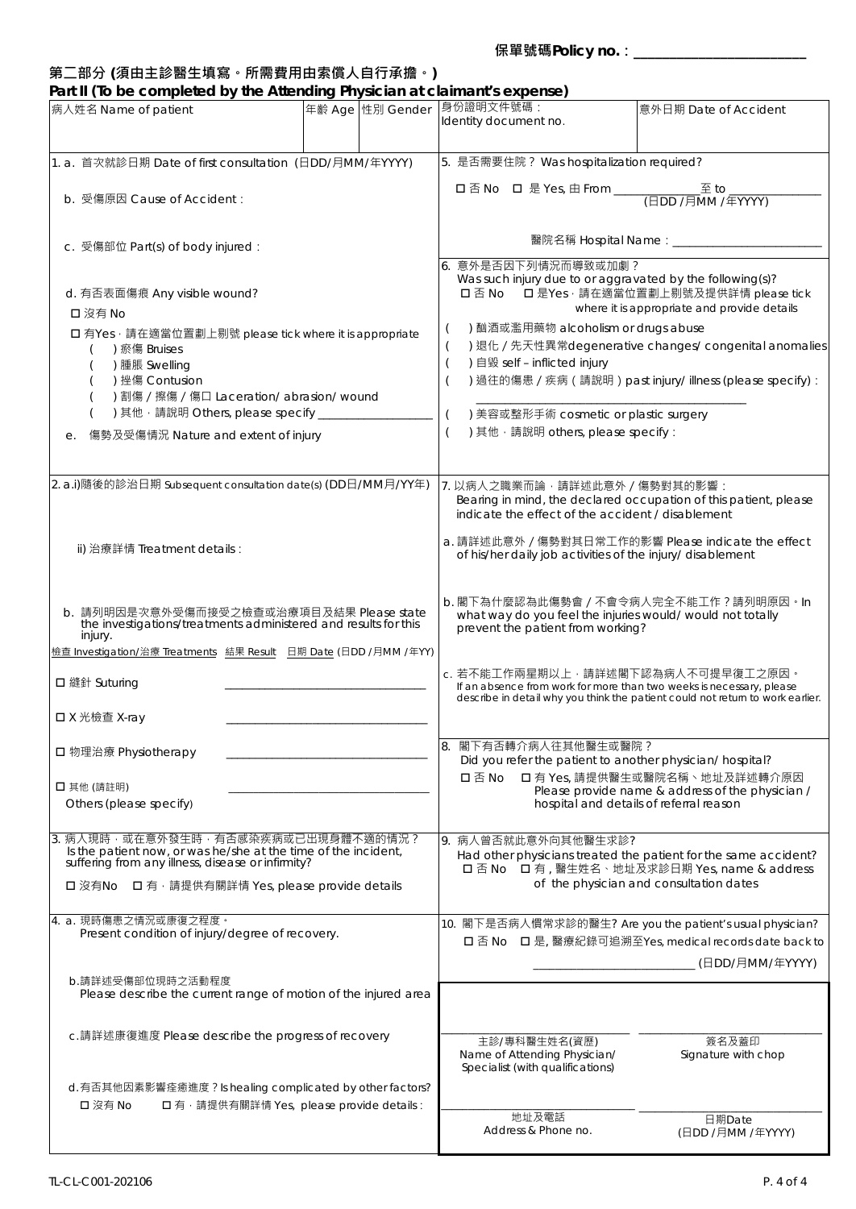保單號碼Policy no.：________________________

## 第二部分 (須由主診醫生填寫。所需費用由索償人自行承擔。)
## Part II (To be completed by the Attending Physician at claimant's expense)

| 病人姓名 Name of patient | 年齡 Age | 性別 Gender | 身份證明文件號碼：Identity document no. | 意外日期 Date of Accident |
|---|---|---|---|---|
| | | | | |

1. a. 首次就診日期 Date of first consultation (日DD/月MM/年YYYY)

   b. 受傷原因 Cause of Accident :

   c. 受傷部位 Part(s) of body injured :

   d. 有否表面傷痕 Any visible wound?

   □ 沒有 No

   □ 有Yes，請在適當位置劃上剔號 please tick where it is appropriate
   - ( ) 瘀傷 Bruises
   - ( ) 腫脹 Swelling
   - ( ) 挫傷 Contusion
   - ( ) 割傷 / 擦傷 / 傷口 Laceration/ abrasion/ wound
   - ( ) 其他，請說明 Others, please specify ____________________

   e. 傷勢及受傷情況 Nature and extent of injury

2. a.i)隨後的診治日期 Subsequent consultation date(s) (DD日/MM月/YY年)

   ii) 治療詳情 Treatment details :

   b. 請列明因是次意外受傷而接受之檢查或治療項目及結果 Please state the investigations/treatments administered and results for this injury.

   檢查 Investigation/治療 Treatments　結果 Result　日期 Date (日DD /月MM /年YY)

   □ 縫針 Suturing ________________________________

   □ X 光檢查 X-ray ________________________________

   □ 物理治療 Physiotherapy ________________________________

   □ 其他 (請註明) Others (please specify) ________________________________

3. 病人現時，或在意外發生時，有否感染疾病或已出現身體不適的情況？ Is the patient now, or was he/she at the time of the incident, suffering from any illness, disease or infirmity?

   □ 沒有No　□ 有，請提供有關詳情 Yes, please provide details

4. a. 現時傷患之情況或康復之程度。Present condition of injury/degree of recovery.

   b.請詳述受傷部位現時之活動程度 Please describe the current range of motion of the injured area

   c.請詳述康復進度 Please describe the progress of recovery

   d.有否其他因素影響痊癒進度？Is healing complicated by other factors?

   □ 沒有 No　□ 有，請提供有關詳情 Yes, please provide details :

5. 是否需要住院？ Was hospitalization required?

   □ 否 No　□ 是 Yes, 由 From ____________ 至 to ____________ (日DD /月MM /年YYYY)

   醫院名稱 Hospital Name : ________________________

6. 意外是否因下列情況而導致或加劇？ Was such injury due to or aggravated by the following(s)?

   □ 否 No　□ 是Yes，請在適當位置劃上剔號及提供詳情 please tick where it is appropriate and provide details
   - ( ) 酗酒或濫用藥物 alcoholism or drugs abuse
   - ( ) 退化 / 先天性異常degenerative changes/ congenital anomalies
   - ( ) 自毀 self – inflicted injury
   - ( ) 過往的傷患 / 疾病（請說明）past injury/ illness (please specify) : ________________________________________
   - ( ) 美容或整形手術 cosmetic or plastic surgery
   - ( ) 其他，請說明 others, please specify :

7. 以病人之職業而論，請詳述此意外 / 傷勢對其的影響：Bearing in mind, the declared occupation of this patient, please indicate the effect of the accident / disablement

   a. 請詳述此意外 / 傷勢對其日常工作的影響 Please indicate the effect of his/her daily job activities of the injury/ disablement

   b. 閣下為什麼認為此傷勢會 / 不會令病人完全不能工作？請列明原因。In what way do you feel the injuries would/ would not totally prevent the patient from working?

   c. 若不能工作兩星期以上，請詳述閣下認為病人不可提早復工之原因。If an absence from work for more than two weeks is necessary, please describe in detail why you think the patient could not return to work earlier.

8. 閣下有否轉介病人往其他醫生或醫院？ Did you refer the patient to another physician/ hospital?

   □ 否 No　□ 有 Yes, 請提供醫生或醫院名稱、地址及詳述轉介原因 Please provide name & address of the physician / hospital and details of referral reason

9. 病人曾否就此意外向其他醫生求診? Had other physicians treated the patient for the same accident?

   □ 否 No　□ 有，醫生姓名、地址及求診日期 Yes, name & address of the physician and consultation dates

10. 閣下是否病人慣常求診的醫生? Are you the patient's usual physician?

    □ 否 No　□ 是, 醫療紀錄可追溯至Yes, medical records date back to ________________________ (日DD/月MM/年YYYY)

| | |
|---|---|
| ________________________ | ________________________ |
| 主診/專科醫生姓名(資歷) Name of Attending Physician/ Specialist (with qualifications) | 簽名及蓋印 Signature with chop |
| ________________________ | ________________________ |
| 地址及電話 Address & Phone no. | 日期Date (日DD /月MM /年YYYY) |

TL-CL-C001-202106